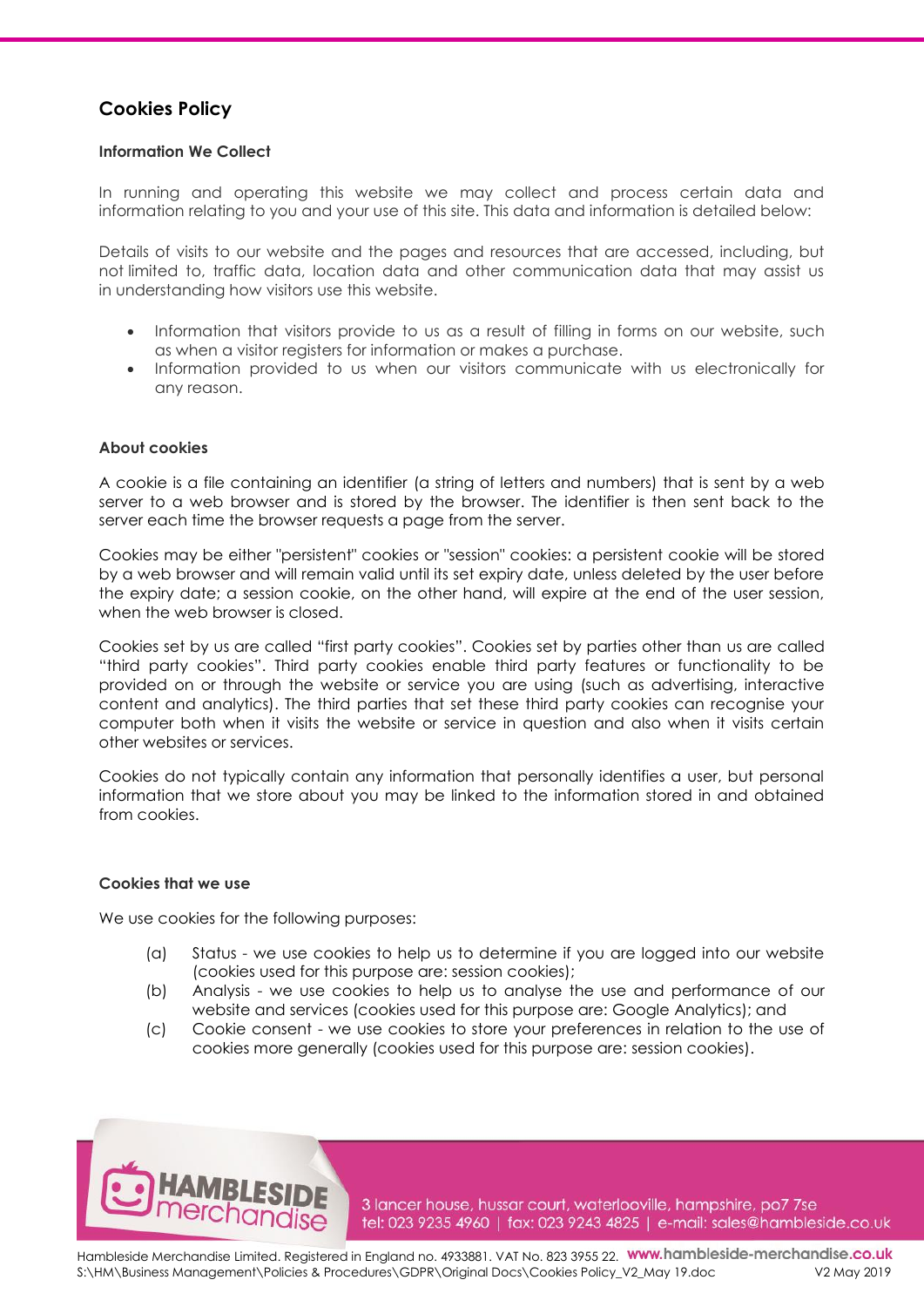# Cookies Policy

### Information We Collect

In running and operating this website we may collect and process certain data and information relating to you and your use of this site. This data and information is detailed below:

Details of visits to our website and the pages and resources that are accessed, including, but not limited to, traffic data, location data and other communication data that may assist us in understanding how visitors use this website.

- Information that visitors provide to us as a result of filling in forms on our website, such as when a visitor registers for information or makes a purchase.
- Information provided to us when our visitors communicate with us electronically for any reason.

### About cookies

A cookie is a file containing an identifier (a string of letters and numbers) that is sent by a web server to a web browser and is stored by the browser. The identifier is then sent back to the server each time the browser requests a page from the server.

Cookies may be either "persistent" cookies or "session" cookies: a persistent cookie will be stored by a web browser and will remain valid until its set expiry date, unless deleted by the user before the expiry date; a session cookie, on the other hand, will expire at the end of the user session, when the web browser is closed.

Cookies set by us are called "first party cookies". Cookies set by parties other than us are called "third party cookies". Third party cookies enable third party features or functionality to be provided on or through the website or service you are using (such as advertising, interactive content and analytics). The third parties that set these third party cookies can recognise your computer both when it visits the website or service in question and also when it visits certain other websites or services.

Cookies do not typically contain any information that personally identifies a user, but personal information that we store about you may be linked to the information stored in and obtained from cookies.

### Cookies that we use

We use cookies for the following purposes:

(a) Status - we use cookies to help us to determine if you are logged into our website (cookies used for this purpose are: session cookies);

(b) Analysis - we use cookies to help us to analyse the use and performance of our website and services (cookies used for this purpose are: Google Analytics); and

(c) Cookie consent - we use cookies to store your preferences in relation to the use of cookies more generally (cookies used for this purpose are: session cookies).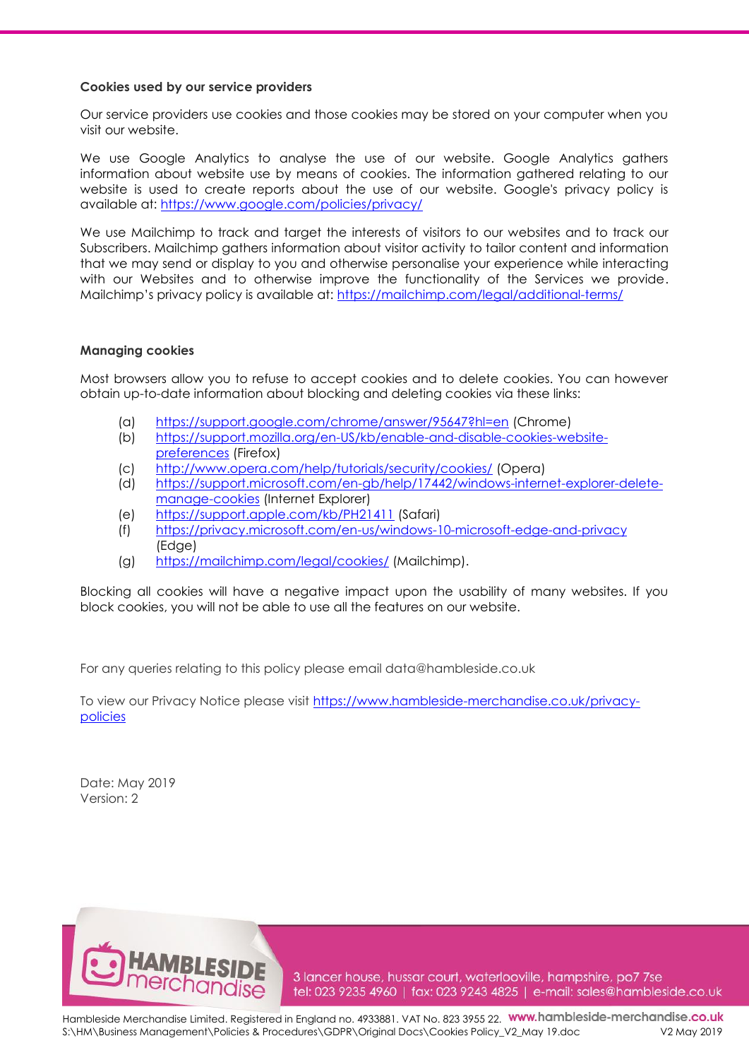**Cookies used by our service providers**

Our service providers use cookies and those cookies may be stored on your computer when you visit our website.

We use Google Analytics to analyse the use of our website. Google Analytics gathers information about website use by means of cookies. The information gathered relating to our website is used to create reports about the use of our website. Google's privacy policy is available at: https://www.google.com/policies/privacy/

We use Mailchimp to track and target the interests of visitors to our websites and to track our Subscribers. Mailchimp gathers information about visitor activity to tailor content and information that we may send or display to you and otherwise personalise your experience while interacting with our Websites and to otherwise improve the functionality of the Services we provide. Mailchimp's privacy policy is available at: https://mailchimp.com/legal/additional-terms/

**Managing cookies**

Most browsers allow you to refuse to accept cookies and to delete cookies. You can however obtain up-to-date information about blocking and deleting cookies via these links:

(a) https://support.google.com/chrome/answer/95647?hl=en (Chrome)
(b) https://support.mozilla.org/en-US/kb/enable-and-disable-cookies-website-preferences (Firefox)
(c) http://www.opera.com/help/tutorials/security/cookies/ (Opera)
(d) https://support.microsoft.com/en-gb/help/17442/windows-internet-explorer-delete-manage-cookies (Internet Explorer)
(e) https://support.apple.com/kb/PH21411 (Safari)
(f) https://privacy.microsoft.com/en-us/windows-10-microsoft-edge-and-privacy (Edge)
(g) https://mailchimp.com/legal/cookies/ (Mailchimp).

Blocking all cookies will have a negative impact upon the usability of many websites. If you block cookies, you will not be able to use all the features on our website.

For any queries relating to this policy please email data@hambleside.co.uk

To view our Privacy Notice please visit https://www.hambleside-merchandise.co.uk/privacy-policies

Date: May 2019
Version: 2